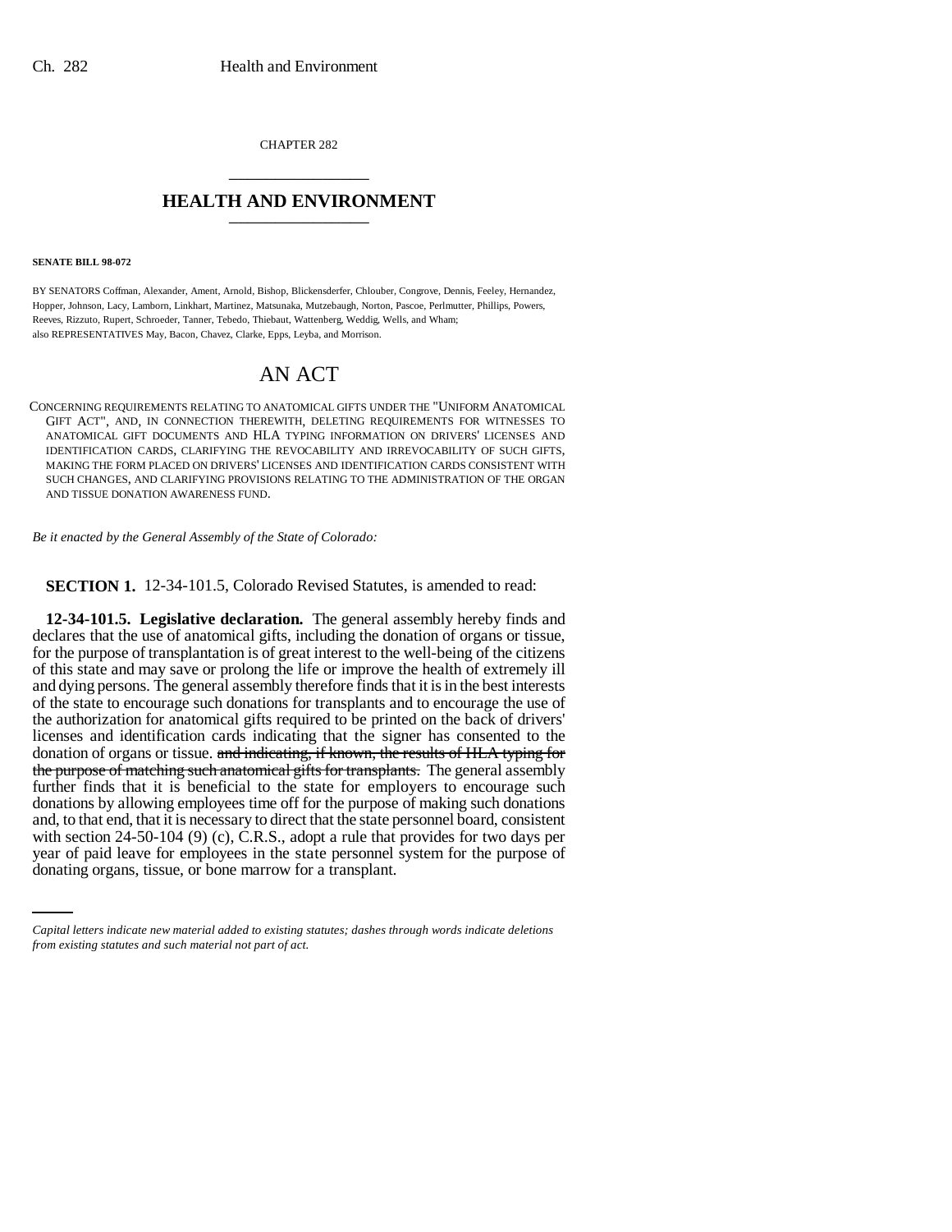CHAPTER 282

## HEALTH AND ENVIRONMENT

**SENATE BILL 98-072**

BY SENATORS Coffman, Alexander, Ament, Arnold, Bishop, Blickensderfer, Chlouber, Congrove, Dennis, Feeley, Hernandez, Hopper, Johnson, Lacy, Lamborn, Linkhart, Martinez, Matsunaka, Mutzebaugh, Norton, Pascoe, Perlmutter, Phillips, Powers, Reeves, Rizzuto, Rupert, Schroeder, Tanner, Tebedo, Thiebaut, Wattenberg, Weddig, Wells, and Wham;
also REPRESENTATIVES May, Bacon, Chavez, Clarke, Epps, Leyba, and Morrison.

# AN ACT

CONCERNING REQUIREMENTS RELATING TO ANATOMICAL GIFTS UNDER THE "UNIFORM ANATOMICAL GIFT ACT", AND, IN CONNECTION THEREWITH, DELETING REQUIREMENTS FOR WITNESSES TO ANATOMICAL GIFT DOCUMENTS AND HLA TYPING INFORMATION ON DRIVERS' LICENSES AND IDENTIFICATION CARDS, CLARIFYING THE REVOCABILITY AND IRREVOCABILITY OF SUCH GIFTS, MAKING THE FORM PLACED ON DRIVERS' LICENSES AND IDENTIFICATION CARDS CONSISTENT WITH SUCH CHANGES, AND CLARIFYING PROVISIONS RELATING TO THE ADMINISTRATION OF THE ORGAN AND TISSUE DONATION AWARENESS FUND.

*Be it enacted by the General Assembly of the State of Colorado:*

**SECTION 1.** 12-34-101.5, Colorado Revised Statutes, is amended to read:

**12-34-101.5. Legislative declaration.** The general assembly hereby finds and declares that the use of anatomical gifts, including the donation of organs or tissue, for the purpose of transplantation is of great interest to the well-being of the citizens of this state and may save or prolong the life or improve the health of extremely ill and dying persons. The general assembly therefore finds that it is in the best interests of the state to encourage such donations for transplants and to encourage the use of the authorization for anatomical gifts required to be printed on the back of drivers' licenses and identification cards indicating that the signer has consented to the donation of organs or tissue. ~~and indicating, if known, the results of HLA typing for the purpose of matching such anatomical gifts for transplants.~~ The general assembly further finds that it is beneficial to the state for employers to encourage such donations by allowing employees time off for the purpose of making such donations and, to that end, that it is necessary to direct that the state personnel board, consistent with section 24-50-104 (9) (c), C.R.S., adopt a rule that provides for two days per year of paid leave for employees in the state personnel system for the purpose of donating organs, tissue, or bone marrow for a transplant.

*Capital letters indicate new material added to existing statutes; dashes through words indicate deletions from existing statutes and such material not part of act.*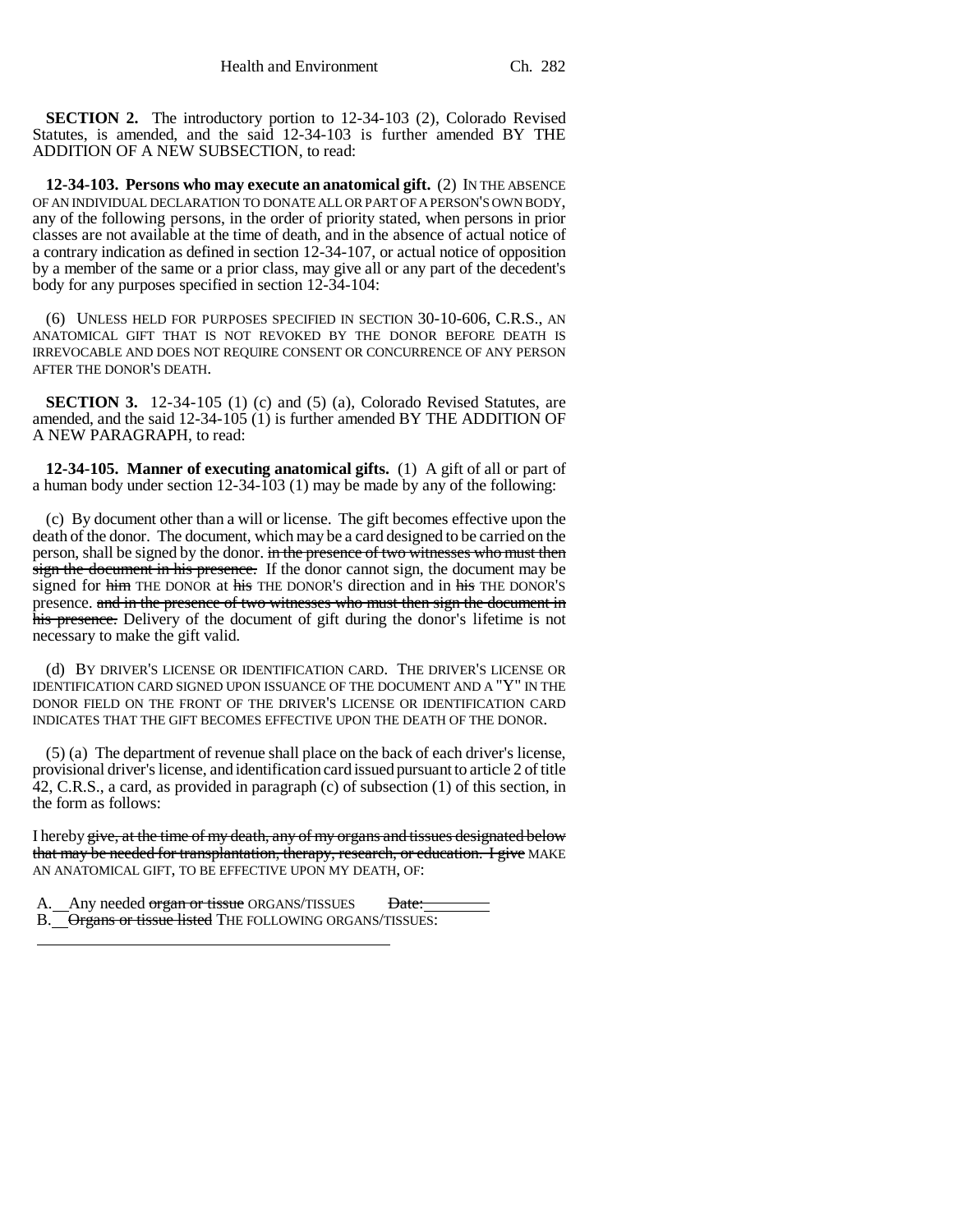**SECTION 2.** The introductory portion to 12-34-103 (2), Colorado Revised Statutes, is amended, and the said 12-34-103 is further amended BY THE ADDITION OF A NEW SUBSECTION, to read:

**12-34-103. Persons who may execute an anatomical gift.** (2) IN THE ABSENCE OF AN INDIVIDUAL DECLARATION TO DONATE ALL OR PART OF A PERSON'S OWN BODY, any of the following persons, in the order of priority stated, when persons in prior classes are not available at the time of death, and in the absence of actual notice of a contrary indication as defined in section 12-34-107, or actual notice of opposition by a member of the same or a prior class, may give all or any part of the decedent's body for any purposes specified in section 12-34-104:

(6) UNLESS HELD FOR PURPOSES SPECIFIED IN SECTION 30-10-606, C.R.S., AN ANATOMICAL GIFT THAT IS NOT REVOKED BY THE DONOR BEFORE DEATH IS IRREVOCABLE AND DOES NOT REQUIRE CONSENT OR CONCURRENCE OF ANY PERSON AFTER THE DONOR'S DEATH.

**SECTION 3.** 12-34-105 (1) (c) and (5) (a), Colorado Revised Statutes, are amended, and the said 12-34-105 (1) is further amended BY THE ADDITION OF A NEW PARAGRAPH, to read:

**12-34-105. Manner of executing anatomical gifts.** (1) A gift of all or part of a human body under section 12-34-103 (1) may be made by any of the following:

(c) By document other than a will or license. The gift becomes effective upon the death of the donor. The document, which may be a card designed to be carried on the person, shall be signed by the donor. ~~in the presence of two witnesses who must then sign the document in his presence.~~ If the donor cannot sign, the document may be signed for ~~him~~ THE DONOR at ~~his~~ THE DONOR'S direction and in ~~his~~ THE DONOR'S presence. ~~and in the presence of two witnesses who must then sign the document in his presence.~~ Delivery of the document of gift during the donor's lifetime is not necessary to make the gift valid.

(d) BY DRIVER'S LICENSE OR IDENTIFICATION CARD. THE DRIVER'S LICENSE OR IDENTIFICATION CARD SIGNED UPON ISSUANCE OF THE DOCUMENT AND A "Y" IN THE DONOR FIELD ON THE FRONT OF THE DRIVER'S LICENSE OR IDENTIFICATION CARD INDICATES THAT THE GIFT BECOMES EFFECTIVE UPON THE DEATH OF THE DONOR.

(5) (a) The department of revenue shall place on the back of each driver's license, provisional driver's license, and identification card issued pursuant to article 2 of title 42, C.R.S., a card, as provided in paragraph (c) of subsection (1) of this section, in the form as follows:

I hereby ~~give, at the time of my death, any of my organs and tissues designated below that may be needed for transplantation, therapy, research, or education. I give~~ MAKE AN ANATOMICAL GIFT, TO BE EFFECTIVE UPON MY DEATH, OF:

A.\_\_Any needed ~~organ or tissue~~ ORGANS/TISSUES ~~Date:\_\_\_\_\_\_\_\_~~

B.\_\_~~Organs or tissue listed~~ THE FOLLOWING ORGANS/TISSUES:

\_\_\_\_\_\_\_\_\_\_\_\_\_\_\_\_\_\_\_\_\_\_\_\_\_\_\_\_\_\_\_\_\_\_\_\_\_\_\_\_\_\_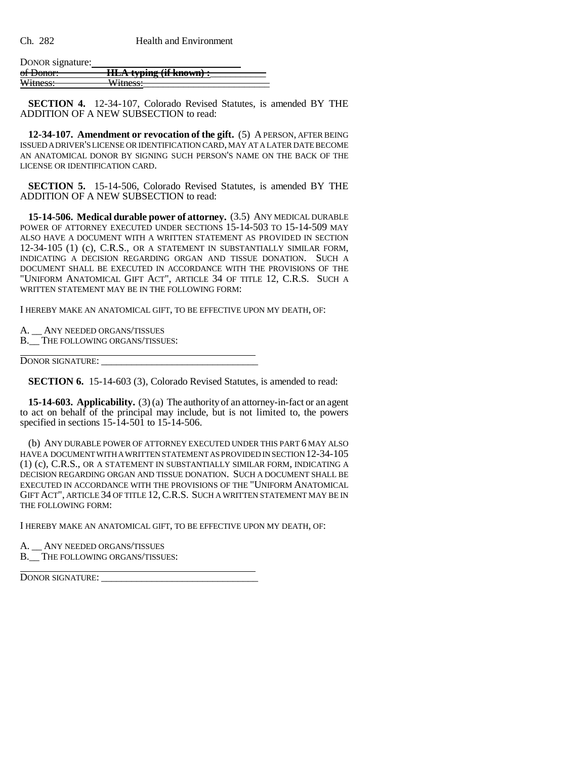DONOR signature: ______________________________

~~of Donor:~~ ~~HLA typing (if known) :~~ ______________

~~Witness:~~ ~~Witness:~~ ______________________________

**SECTION 4.** 12-34-107, Colorado Revised Statutes, is amended BY THE ADDITION OF A NEW SUBSECTION to read:

**12-34-107. Amendment or revocation of the gift.** (5) A PERSON, AFTER BEING ISSUED A DRIVER'S LICENSE OR IDENTIFICATION CARD, MAY AT A LATER DATE BECOME AN ANATOMICAL DONOR BY SIGNING SUCH PERSON'S NAME ON THE BACK OF THE LICENSE OR IDENTIFICATION CARD.

**SECTION 5.** 15-14-506, Colorado Revised Statutes, is amended BY THE ADDITION OF A NEW SUBSECTION to read:

**15-14-506. Medical durable power of attorney.** (3.5) ANY MEDICAL DURABLE POWER OF ATTORNEY EXECUTED UNDER SECTIONS 15-14-503 TO 15-14-509 MAY ALSO HAVE A DOCUMENT WITH A WRITTEN STATEMENT AS PROVIDED IN SECTION 12-34-105 (1) (c), C.R.S., OR A STATEMENT IN SUBSTANTIALLY SIMILAR FORM, INDICATING A DECISION REGARDING ORGAN AND TISSUE DONATION. SUCH A DOCUMENT SHALL BE EXECUTED IN ACCORDANCE WITH THE PROVISIONS OF THE "UNIFORM ANATOMICAL GIFT ACT", ARTICLE 34 OF TITLE 12, C.R.S. SUCH A WRITTEN STATEMENT MAY BE IN THE FOLLOWING FORM:

I HEREBY MAKE AN ANATOMICAL GIFT, TO BE EFFECTIVE UPON MY DEATH, OF:

A. __ ANY NEEDED ORGANS/TISSUES
B.__ THE FOLLOWING ORGANS/TISSUES:

______________________________________________

DONOR SIGNATURE: ________________________________

**SECTION 6.** 15-14-603 (3), Colorado Revised Statutes, is amended to read:

**15-14-603. Applicability.** (3) (a) The authority of an attorney-in-fact or an agent to act on behalf of the principal may include, but is not limited to, the powers specified in sections 15-14-501 to 15-14-506.

(b) ANY DURABLE POWER OF ATTORNEY EXECUTED UNDER THIS PART 6 MAY ALSO HAVE A DOCUMENT WITH A WRITTEN STATEMENT AS PROVIDED IN SECTION 12-34-105 (1) (c), C.R.S., OR A STATEMENT IN SUBSTANTIALLY SIMILAR FORM, INDICATING A DECISION REGARDING ORGAN AND TISSUE DONATION. SUCH A DOCUMENT SHALL BE EXECUTED IN ACCORDANCE WITH THE PROVISIONS OF THE "UNIFORM ANATOMICAL GIFT ACT", ARTICLE 34 OF TITLE 12, C.R.S. SUCH A WRITTEN STATEMENT MAY BE IN THE FOLLOWING FORM:

I HEREBY MAKE AN ANATOMICAL GIFT, TO BE EFFECTIVE UPON MY DEATH, OF:

A. __ ANY NEEDED ORGANS/TISSUES
B.__ THE FOLLOWING ORGANS/TISSUES:

______________________________________________

DONOR SIGNATURE: ________________________________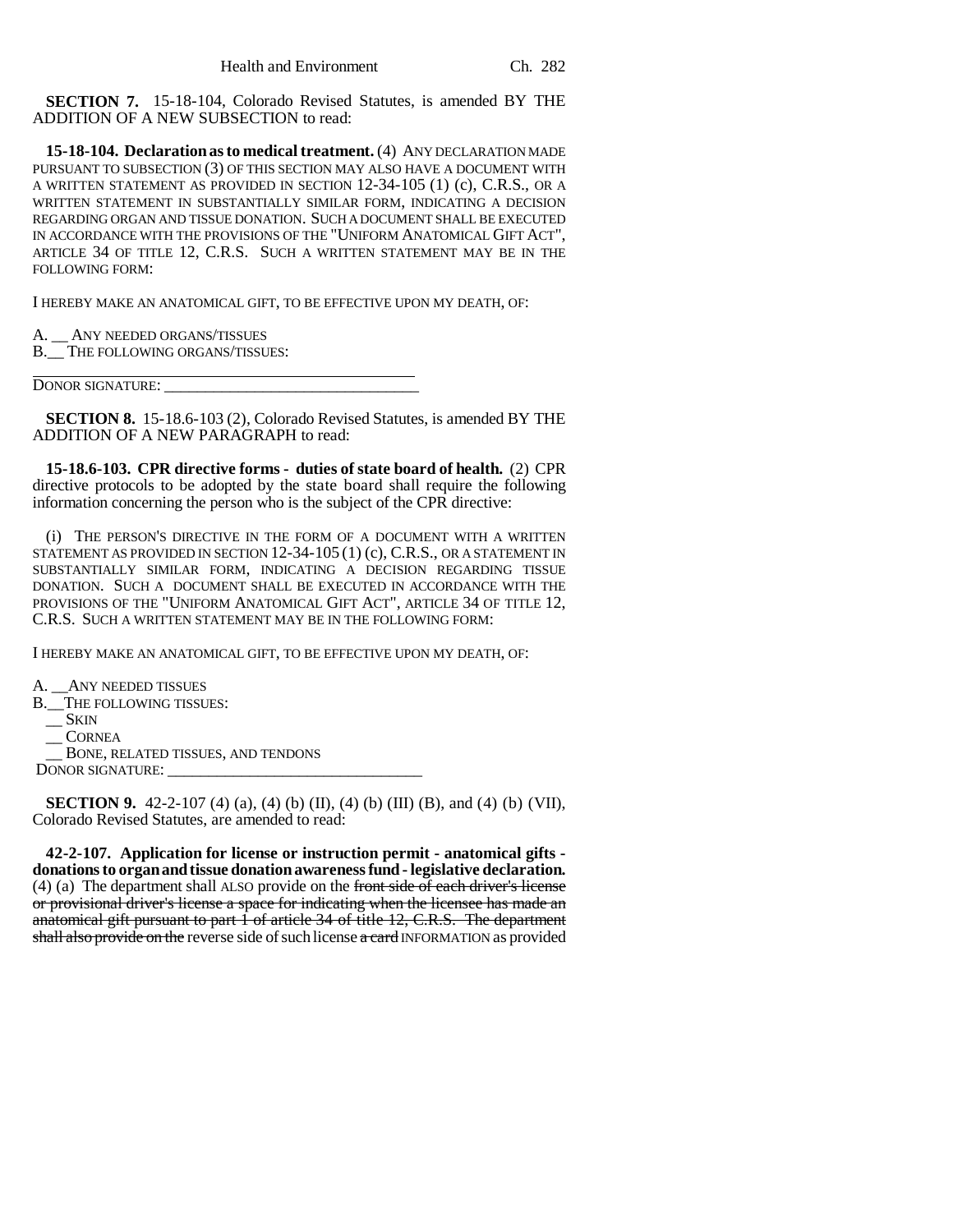**SECTION 7.** 15-18-104, Colorado Revised Statutes, is amended BY THE ADDITION OF A NEW SUBSECTION to read:

**15-18-104. Declaration as to medical treatment.** (4) ANY DECLARATION MADE PURSUANT TO SUBSECTION (3) OF THIS SECTION MAY ALSO HAVE A DOCUMENT WITH A WRITTEN STATEMENT AS PROVIDED IN SECTION 12-34-105 (1) (c), C.R.S., OR A WRITTEN STATEMENT IN SUBSTANTIALLY SIMILAR FORM, INDICATING A DECISION REGARDING ORGAN AND TISSUE DONATION. SUCH A DOCUMENT SHALL BE EXECUTED IN ACCORDANCE WITH THE PROVISIONS OF THE "UNIFORM ANATOMICAL GIFT ACT", ARTICLE 34 OF TITLE 12, C.R.S. SUCH A WRITTEN STATEMENT MAY BE IN THE FOLLOWING FORM:

I HEREBY MAKE AN ANATOMICAL GIFT, TO BE EFFECTIVE UPON MY DEATH, OF:

A. __ ANY NEEDED ORGANS/TISSUES
B.__ THE FOLLOWING ORGANS/TISSUES:

DONOR SIGNATURE: ________________________________

**SECTION 8.** 15-18.6-103 (2), Colorado Revised Statutes, is amended BY THE ADDITION OF A NEW PARAGRAPH to read:

**15-18.6-103. CPR directive forms - duties of state board of health.** (2) CPR directive protocols to be adopted by the state board shall require the following information concerning the person who is the subject of the CPR directive:

(i) THE PERSON'S DIRECTIVE IN THE FORM OF A DOCUMENT WITH A WRITTEN STATEMENT AS PROVIDED IN SECTION 12-34-105 (1) (c), C.R.S., OR A STATEMENT IN SUBSTANTIALLY SIMILAR FORM, INDICATING A DECISION REGARDING TISSUE DONATION. SUCH A DOCUMENT SHALL BE EXECUTED IN ACCORDANCE WITH THE PROVISIONS OF THE "UNIFORM ANATOMICAL GIFT ACT", ARTICLE 34 OF TITLE 12, C.R.S. SUCH A WRITTEN STATEMENT MAY BE IN THE FOLLOWING FORM:

I HEREBY MAKE AN ANATOMICAL GIFT, TO BE EFFECTIVE UPON MY DEATH, OF:

A. __ANY NEEDED TISSUES
B.__THE FOLLOWING TISSUES:
__ SKIN
__ CORNEA
__ BONE, RELATED TISSUES, AND TENDONS
DONOR SIGNATURE: ________________________________

**SECTION 9.** 42-2-107 (4) (a), (4) (b) (II), (4) (b) (III) (B), and (4) (b) (VII), Colorado Revised Statutes, are amended to read:

**42-2-107. Application for license or instruction permit - anatomical gifts - donations to organ and tissue donation awareness fund - legislative declaration.** (4) (a) The department shall ALSO provide on the ~~front side of each driver's license or provisional driver's license a space for indicating when the licensee has made an anatomical gift pursuant to part 1 of article 34 of title 12, C.R.S. The department shall also provide on the~~ reverse side of such license ~~a card~~ INFORMATION as provided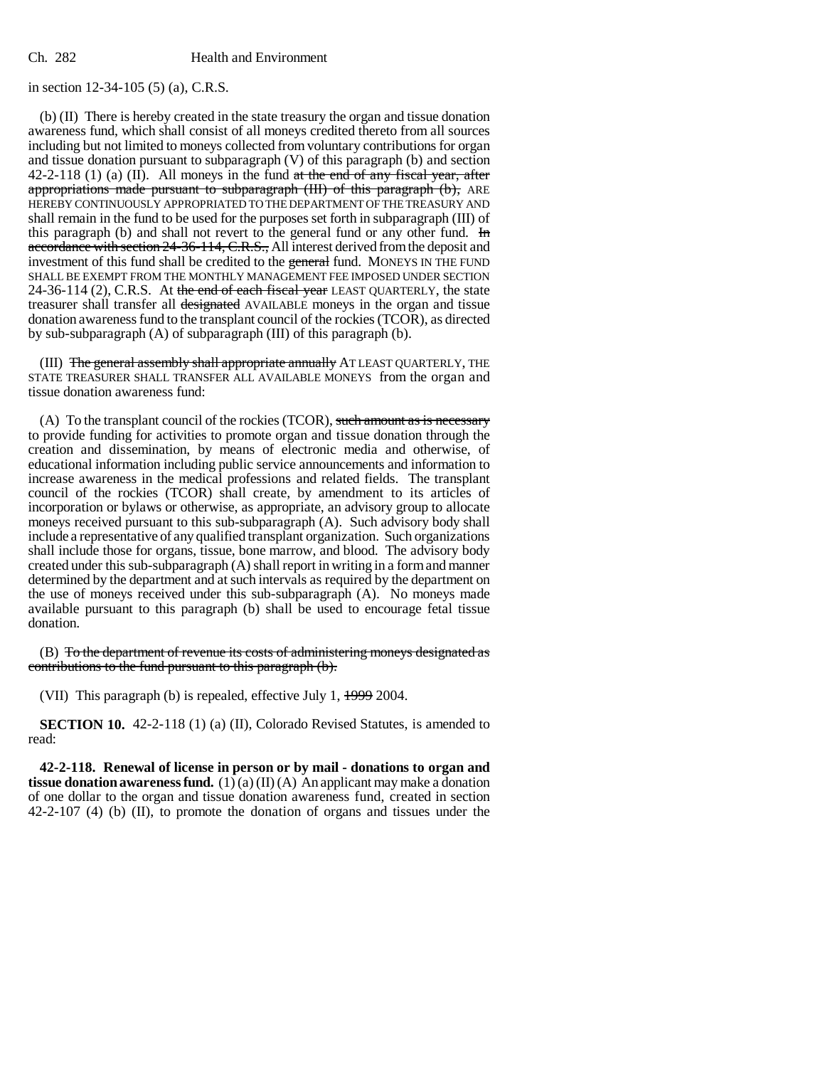in section 12-34-105 (5) (a), C.R.S.

(b) (II) There is hereby created in the state treasury the organ and tissue donation awareness fund, which shall consist of all moneys credited thereto from all sources including but not limited to moneys collected from voluntary contributions for organ and tissue donation pursuant to subparagraph (V) of this paragraph (b) and section 42-2-118 (1) (a) (II). All moneys in the fund ~~at the end of any fiscal year, after appropriations made pursuant to subparagraph (III) of this paragraph (b),~~ ARE HEREBY CONTINUOUSLY APPROPRIATED TO THE DEPARTMENT OF THE TREASURY AND shall remain in the fund to be used for the purposes set forth in subparagraph (III) of this paragraph (b) and shall not revert to the general fund or any other fund. ~~In accordance with section 24-36-114, C.R.S.,~~ All interest derived from the deposit and investment of this fund shall be credited to the ~~general~~ fund. MONEYS IN THE FUND SHALL BE EXEMPT FROM THE MONTHLY MANAGEMENT FEE IMPOSED UNDER SECTION 24-36-114 (2), C.R.S. At ~~the end of each fiscal year~~ LEAST QUARTERLY, the state treasurer shall transfer all ~~designated~~ AVAILABLE moneys in the organ and tissue donation awareness fund to the transplant council of the rockies (TCOR), as directed by sub-subparagraph (A) of subparagraph (III) of this paragraph (b).

(III) ~~The general assembly shall appropriate annually~~ AT LEAST QUARTERLY, THE STATE TREASURER SHALL TRANSFER ALL AVAILABLE MONEYS from the organ and tissue donation awareness fund:

(A) To the transplant council of the rockies (TCOR), ~~such amount as is necessary~~ to provide funding for activities to promote organ and tissue donation through the creation and dissemination, by means of electronic media and otherwise, of educational information including public service announcements and information to increase awareness in the medical professions and related fields. The transplant council of the rockies (TCOR) shall create, by amendment to its articles of incorporation or bylaws or otherwise, as appropriate, an advisory group to allocate moneys received pursuant to this sub-subparagraph (A). Such advisory body shall include a representative of any qualified transplant organization. Such organizations shall include those for organs, tissue, bone marrow, and blood. The advisory body created under this sub-subparagraph (A) shall report in writing in a form and manner determined by the department and at such intervals as required by the department on the use of moneys received under this sub-subparagraph (A). No moneys made available pursuant to this paragraph (b) shall be used to encourage fetal tissue donation.

(B) ~~To the department of revenue its costs of administering moneys designated as contributions to the fund pursuant to this paragraph (b).~~

(VII) This paragraph (b) is repealed, effective July 1, ~~1999~~ 2004.

**SECTION 10.** 42-2-118 (1) (a) (II), Colorado Revised Statutes, is amended to read:

**42-2-118. Renewal of license in person or by mail - donations to organ and tissue donation awareness fund.** (1) (a) (II) (A) An applicant may make a donation of one dollar to the organ and tissue donation awareness fund, created in section 42-2-107 (4) (b) (II), to promote the donation of organs and tissues under the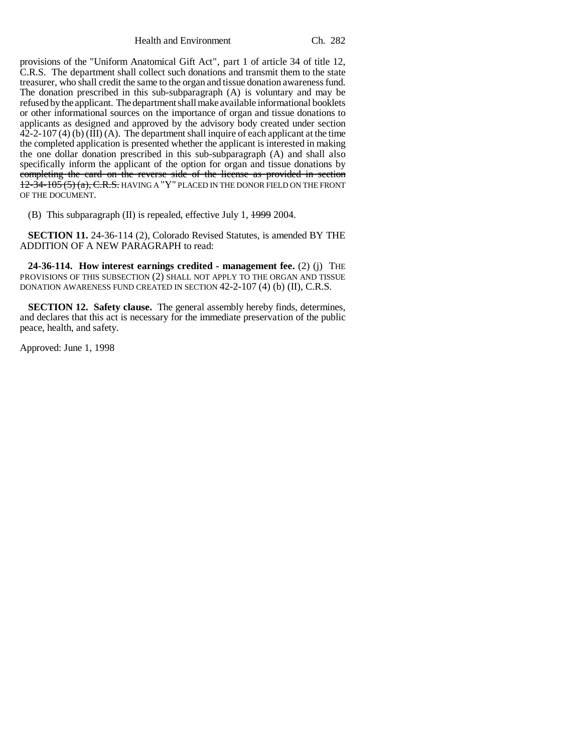provisions of the "Uniform Anatomical Gift Act", part 1 of article 34 of title 12, C.R.S. The department shall collect such donations and transmit them to the state treasurer, who shall credit the same to the organ and tissue donation awareness fund. The donation prescribed in this sub-subparagraph (A) is voluntary and may be refused by the applicant. The department shall make available informational booklets or other informational sources on the importance of organ and tissue donations to applicants as designed and approved by the advisory body created under section 42-2-107 (4) (b) (III) (A). The department shall inquire of each applicant at the time the completed application is presented whether the applicant is interested in making the one dollar donation prescribed in this sub-subparagraph (A) and shall also specifically inform the applicant of the option for organ and tissue donations by ~~completing the card on the reverse side of the license as provided in section 12-34-105 (5) (a), C.R.S.~~ HAVING A "Y" PLACED IN THE DONOR FIELD ON THE FRONT OF THE DOCUMENT.

(B) This subparagraph (II) is repealed, effective July 1, ~~1999~~ 2004.

**SECTION 11.** 24-36-114 (2), Colorado Revised Statutes, is amended BY THE ADDITION OF A NEW PARAGRAPH to read:

**24-36-114. How interest earnings credited - management fee.** (2) (j) THE PROVISIONS OF THIS SUBSECTION (2) SHALL NOT APPLY TO THE ORGAN AND TISSUE DONATION AWARENESS FUND CREATED IN SECTION 42-2-107 (4) (b) (II), C.R.S.

**SECTION 12. Safety clause.** The general assembly hereby finds, determines, and declares that this act is necessary for the immediate preservation of the public peace, health, and safety.

Approved: June 1, 1998